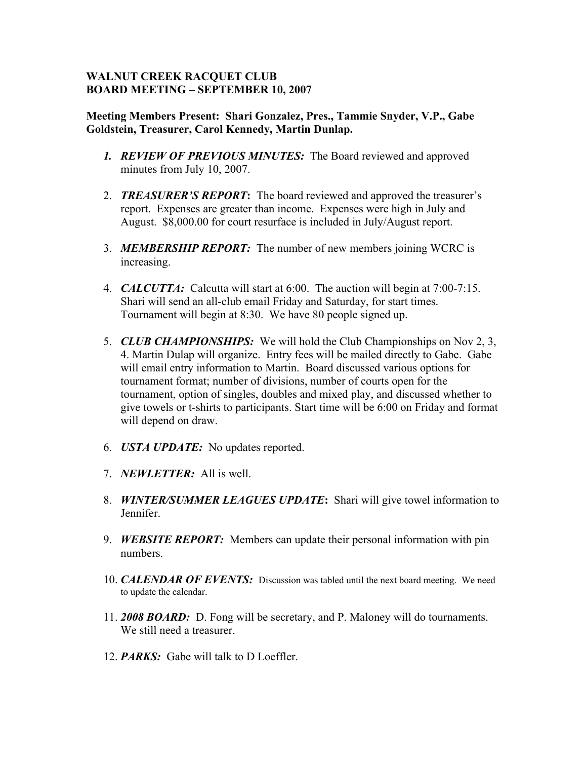**WALNUT CREEK RACQUET CLUB**
**BOARD MEETING – SEPTEMBER 10, 2007**

**Meeting Members Present: Shari Gonzalez, Pres., Tammie Snyder, V.P., Gabe Goldstein, Treasurer, Carol Kennedy, Martin Dunlap.**

1. ***REVIEW OF PREVIOUS MINUTES:*** The Board reviewed and approved minutes from July 10, 2007.
2. ***TREASURER'S REPORT*:** The board reviewed and approved the treasurer's report. Expenses are greater than income. Expenses were high in July and August. $8,000.00 for court resurface is included in July/August report.
3. ***MEMBERSHIP REPORT:*** The number of new members joining WCRC is increasing.
4. ***CALCUTTA:*** Calcutta will start at 6:00. The auction will begin at 7:00-7:15. Shari will send an all-club email Friday and Saturday, for start times. Tournament will begin at 8:30. We have 80 people signed up.
5. ***CLUB CHAMPIONSHIPS:*** We will hold the Club Championships on Nov 2, 3, 4. Martin Dulap will organize. Entry fees will be mailed directly to Gabe. Gabe will email entry information to Martin. Board discussed various options for tournament format; number of divisions, number of courts open for the tournament, option of singles, doubles and mixed play, and discussed whether to give towels or t-shirts to participants. Start time will be 6:00 on Friday and format will depend on draw.
6. ***USTA UPDATE:*** No updates reported.
7. ***NEWLETTER:*** All is well.
8. ***WINTER/SUMMER LEAGUES UPDATE*:** Shari will give towel information to Jennifer.
9. ***WEBSITE REPORT:*** Members can update their personal information with pin numbers.
10. ***CALENDAR OF EVENTS:*** Discussion was tabled until the next board meeting. We need to update the calendar.
11. ***2008 BOARD:*** D. Fong will be secretary, and P. Maloney will do tournaments. We still need a treasurer.
12. ***PARKS:*** Gabe will talk to D Loeffler.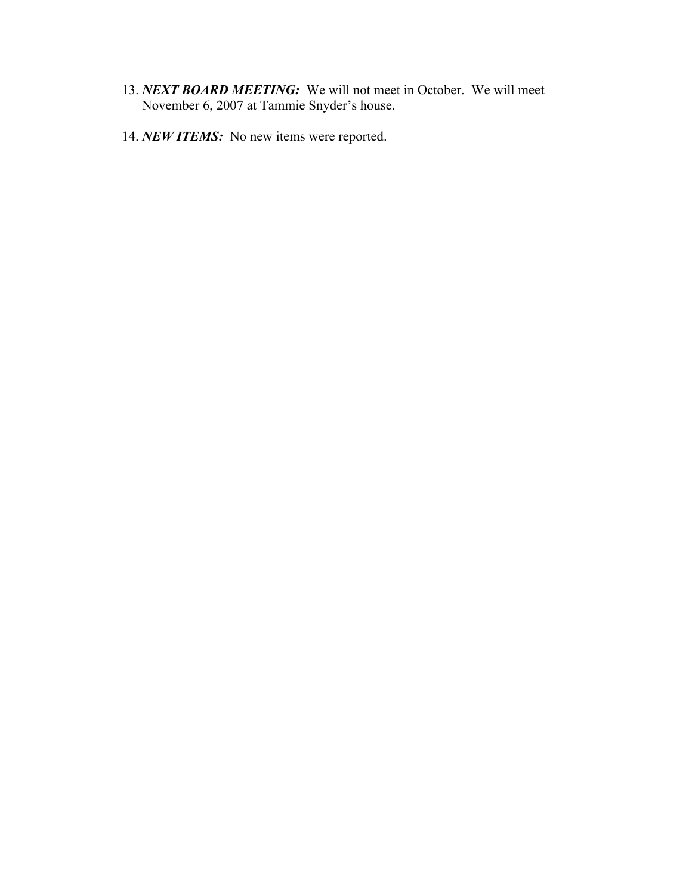13. ***NEXT BOARD MEETING:*** We will not meet in October. We will meet November 6, 2007 at Tammie Snyder's house.

14. ***NEW ITEMS:*** No new items were reported.